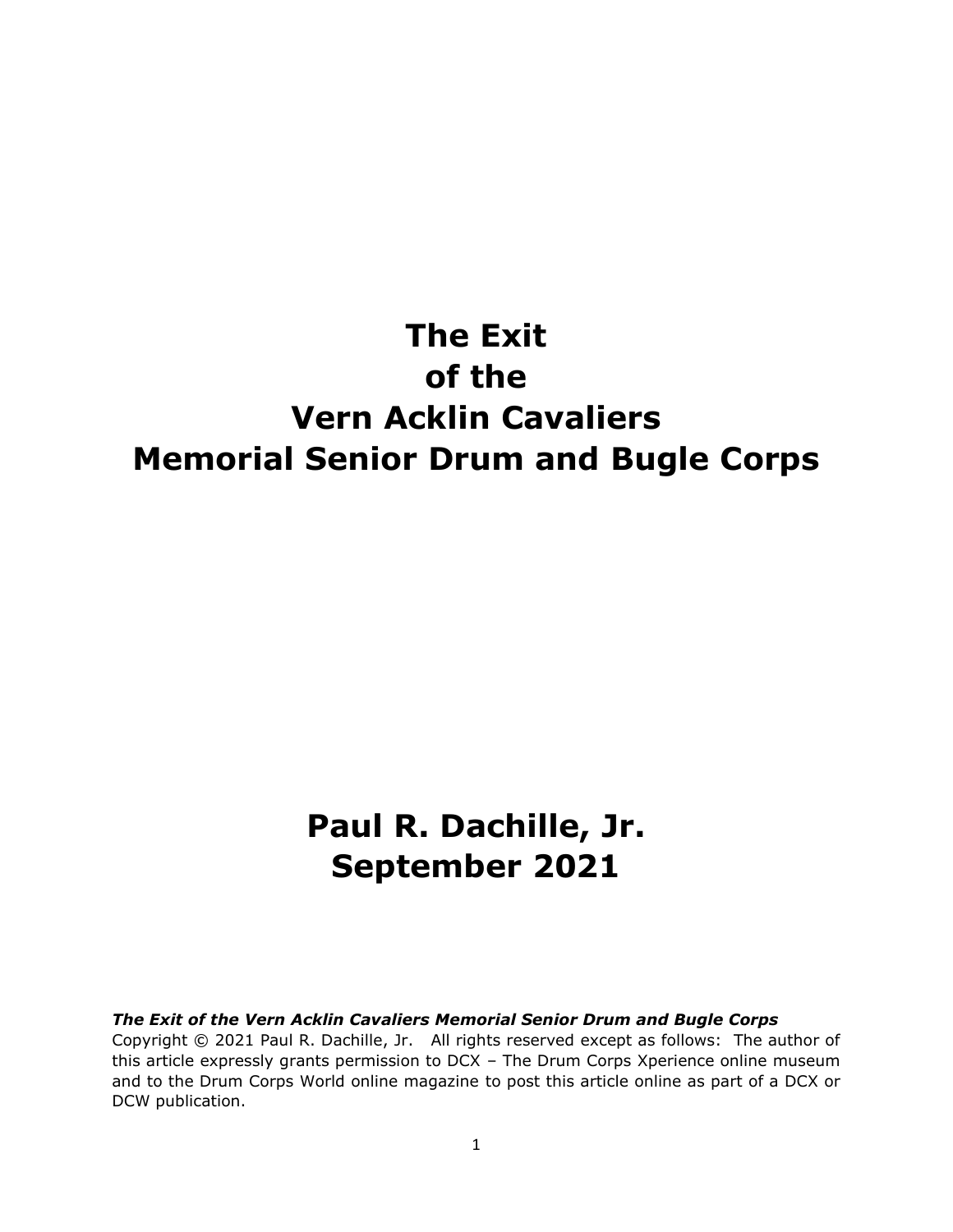# The Exit of the Vern Acklin Cavaliers Memorial Senior Drum and Bugle Corps

**Paul R. Dachille, Jr.**
**September 2021**

***The Exit of the Vern Acklin Cavaliers Memorial Senior Drum and Bugle Corps***
Copyright © 2021 Paul R. Dachille, Jr. All rights reserved except as follows: The author of this article expressly grants permission to DCX – The Drum Corps Xperience online museum and to the Drum Corps World online magazine to post this article online as part of a DCX or DCW publication.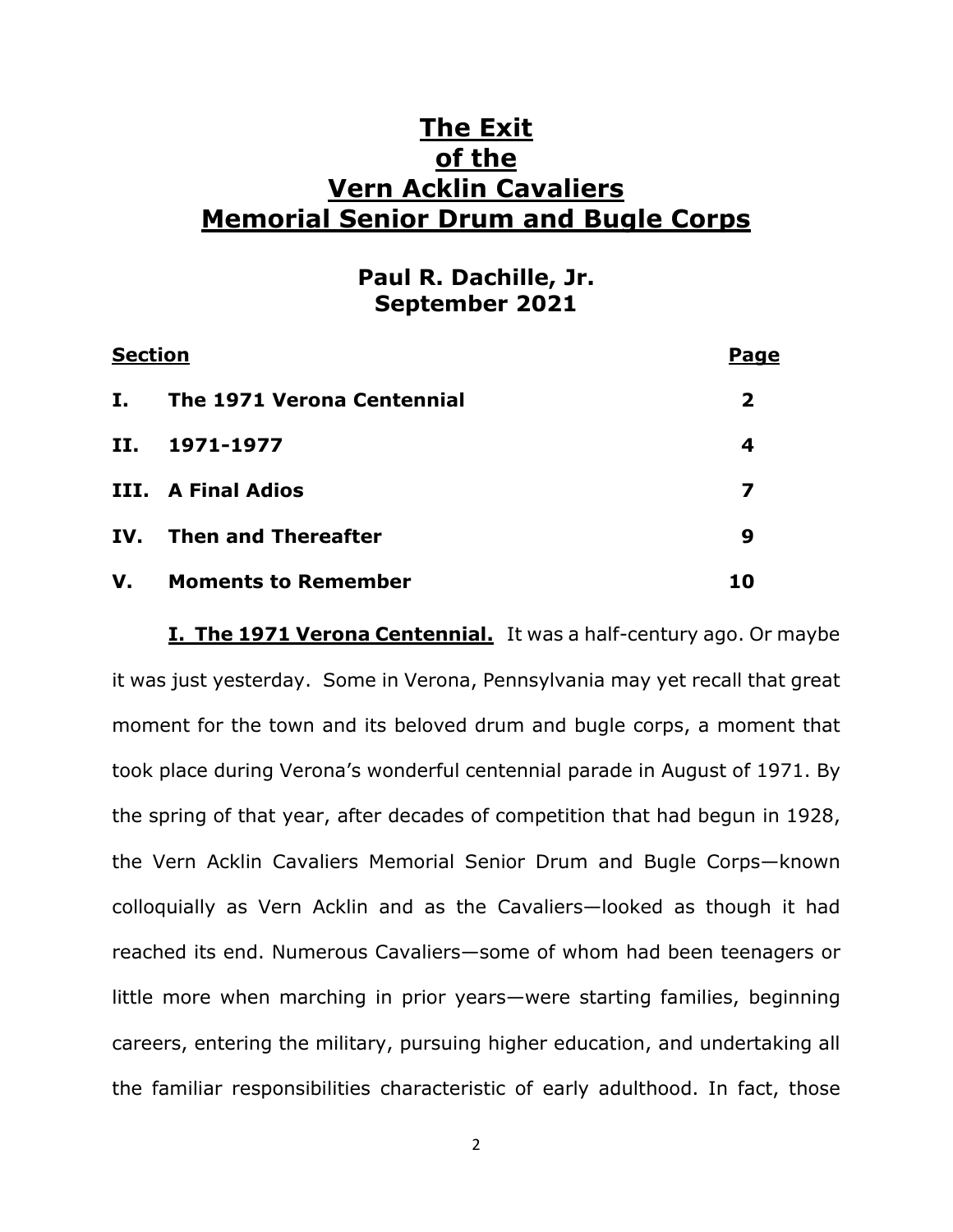# The Exit of the Vern Acklin Cavaliers Memorial Senior Drum and Bugle Corps

**Paul R. Dachille, Jr.**
**September 2021**

| Section | | Page |
|---|---|---|
| **I.** | **The 1971 Verona Centennial** | **2** |
| **II.** | **1971-1977** | **4** |
| **III.** | **A Final Adios** | **7** |
| **IV.** | **Then and Thereafter** | **9** |
| **V.** | **Moments to Remember** | **10** |

**I. The 1971 Verona Centennial.** It was a half-century ago. Or maybe it was just yesterday. Some in Verona, Pennsylvania may yet recall that great moment for the town and its beloved drum and bugle corps, a moment that took place during Verona's wonderful centennial parade in August of 1971. By the spring of that year, after decades of competition that had begun in 1928, the Vern Acklin Cavaliers Memorial Senior Drum and Bugle Corps—known colloquially as Vern Acklin and as the Cavaliers—looked as though it had reached its end. Numerous Cavaliers—some of whom had been teenagers or little more when marching in prior years—were starting families, beginning careers, entering the military, pursuing higher education, and undertaking all the familiar responsibilities characteristic of early adulthood. In fact, those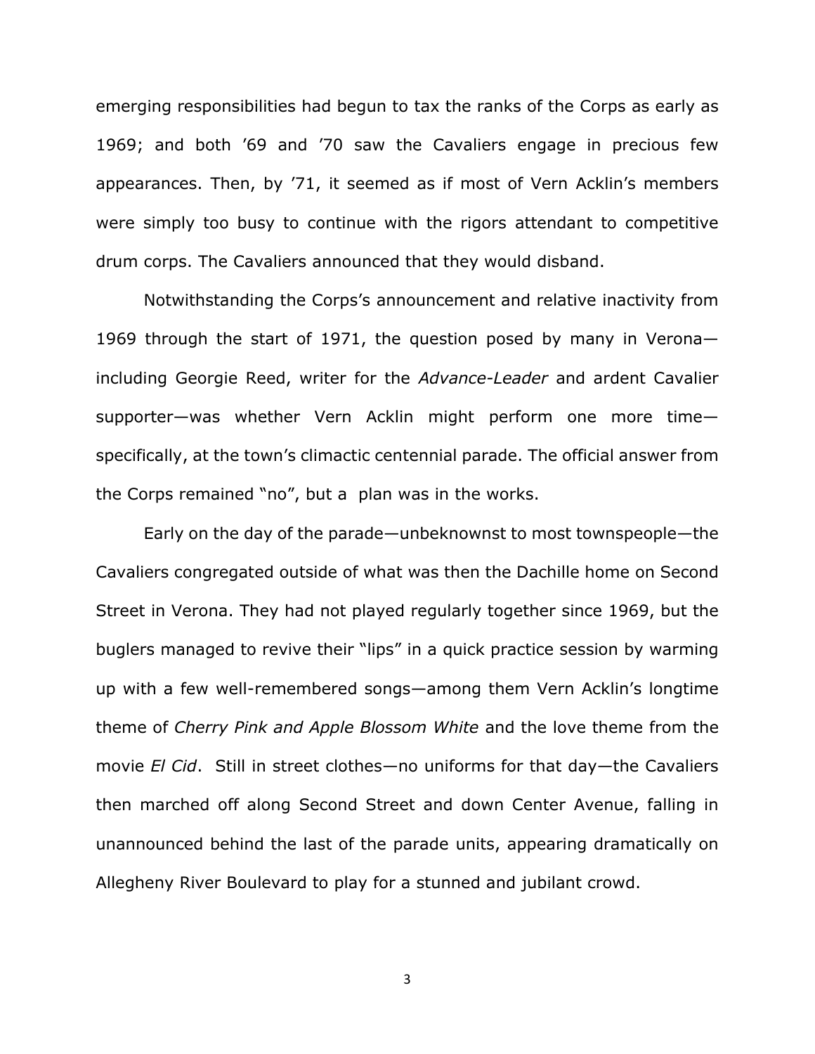emerging responsibilities had begun to tax the ranks of the Corps as early as 1969; and both ’69 and ’70 saw the Cavaliers engage in precious few appearances. Then, by ’71, it seemed as if most of Vern Acklin’s members were simply too busy to continue with the rigors attendant to competitive drum corps. The Cavaliers announced that they would disband.

Notwithstanding the Corps’s announcement and relative inactivity from 1969 through the start of 1971, the question posed by many in Verona—including Georgie Reed, writer for the *Advance-Leader* and ardent Cavalier supporter—was whether Vern Acklin might perform one more time—specifically, at the town’s climactic centennial parade. The official answer from the Corps remained “no”, but a plan was in the works.

Early on the day of the parade—unbeknownst to most townspeople—the Cavaliers congregated outside of what was then the Dachille home on Second Street in Verona. They had not played regularly together since 1969, but the buglers managed to revive their “lips” in a quick practice session by warming up with a few well-remembered songs—among them Vern Acklin’s longtime theme of *Cherry Pink and Apple Blossom White* and the love theme from the movie *El Cid*. Still in street clothes—no uniforms for that day—the Cavaliers then marched off along Second Street and down Center Avenue, falling in unannounced behind the last of the parade units, appearing dramatically on Allegheny River Boulevard to play for a stunned and jubilant crowd.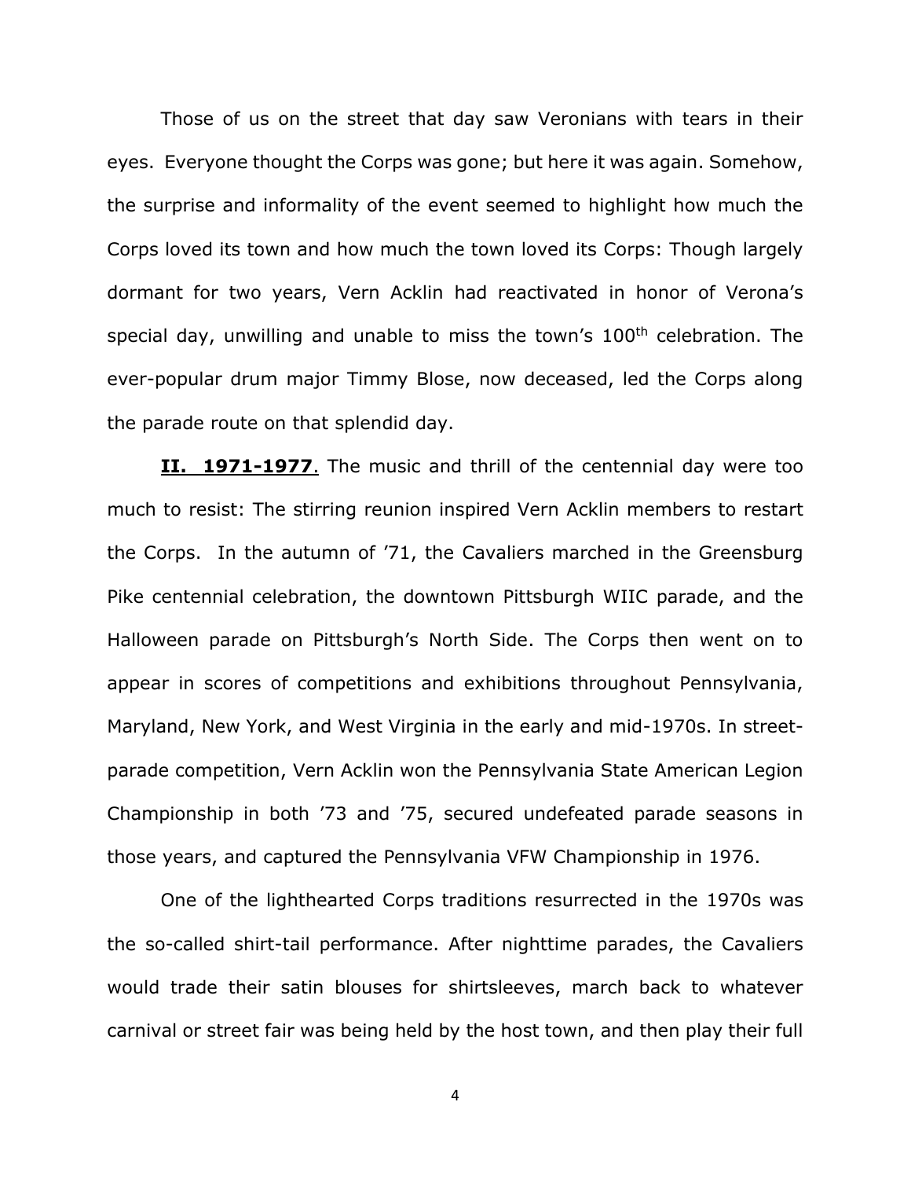Those of us on the street that day saw Veronians with tears in their eyes. Everyone thought the Corps was gone; but here it was again. Somehow, the surprise and informality of the event seemed to highlight how much the Corps loved its town and how much the town loved its Corps: Though largely dormant for two years, Vern Acklin had reactivated in honor of Verona's special day, unwilling and unable to miss the town's 100th celebration. The ever-popular drum major Timmy Blose, now deceased, led the Corps along the parade route on that splendid day.

**II. 1971-1977**. The music and thrill of the centennial day were too much to resist: The stirring reunion inspired Vern Acklin members to restart the Corps. In the autumn of '71, the Cavaliers marched in the Greensburg Pike centennial celebration, the downtown Pittsburgh WIIC parade, and the Halloween parade on Pittsburgh's North Side. The Corps then went on to appear in scores of competitions and exhibitions throughout Pennsylvania, Maryland, New York, and West Virginia in the early and mid-1970s. In street-parade competition, Vern Acklin won the Pennsylvania State American Legion Championship in both '73 and '75, secured undefeated parade seasons in those years, and captured the Pennsylvania VFW Championship in 1976.

One of the lighthearted Corps traditions resurrected in the 1970s was the so-called shirt-tail performance. After nighttime parades, the Cavaliers would trade their satin blouses for shirtsleeves, march back to whatever carnival or street fair was being held by the host town, and then play their full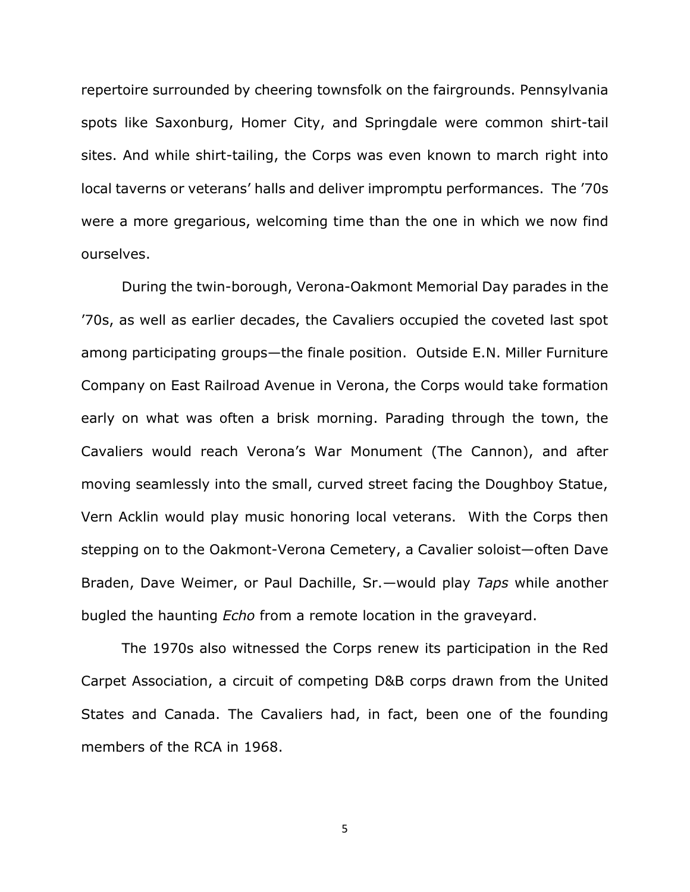repertoire surrounded by cheering townsfolk on the fairgrounds. Pennsylvania spots like Saxonburg, Homer City, and Springdale were common shirt-tail sites. And while shirt-tailing, the Corps was even known to march right into local taverns or veterans' halls and deliver impromptu performances. The '70s were a more gregarious, welcoming time than the one in which we now find ourselves.

During the twin-borough, Verona-Oakmont Memorial Day parades in the '70s, as well as earlier decades, the Cavaliers occupied the coveted last spot among participating groups—the finale position. Outside E.N. Miller Furniture Company on East Railroad Avenue in Verona, the Corps would take formation early on what was often a brisk morning. Parading through the town, the Cavaliers would reach Verona's War Monument (The Cannon), and after moving seamlessly into the small, curved street facing the Doughboy Statue, Vern Acklin would play music honoring local veterans. With the Corps then stepping on to the Oakmont-Verona Cemetery, a Cavalier soloist—often Dave Braden, Dave Weimer, or Paul Dachille, Sr.—would play *Taps* while another bugled the haunting *Echo* from a remote location in the graveyard.

The 1970s also witnessed the Corps renew its participation in the Red Carpet Association, a circuit of competing D&B corps drawn from the United States and Canada. The Cavaliers had, in fact, been one of the founding members of the RCA in 1968.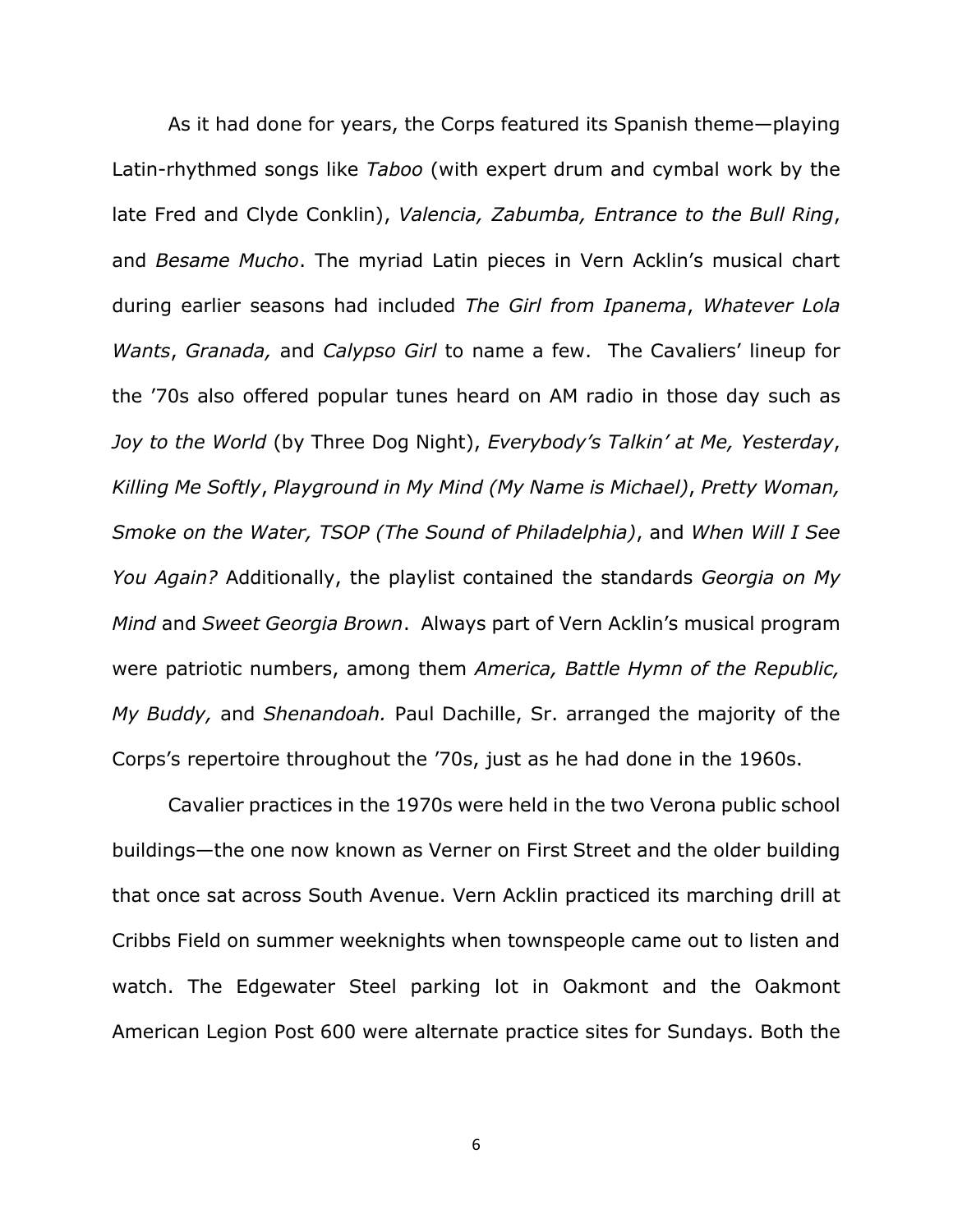As it had done for years, the Corps featured its Spanish theme—playing Latin-rhythmed songs like *Taboo* (with expert drum and cymbal work by the late Fred and Clyde Conklin), *Valencia, Zabumba, Entrance to the Bull Ring*, and *Besame Mucho*. The myriad Latin pieces in Vern Acklin's musical chart during earlier seasons had included *The Girl from Ipanema*, *Whatever Lola Wants*, *Granada,* and *Calypso Girl* to name a few. The Cavaliers' lineup for the '70s also offered popular tunes heard on AM radio in those day such as *Joy to the World* (by Three Dog Night), *Everybody's Talkin' at Me, Yesterday*, *Killing Me Softly*, *Playground in My Mind (My Name is Michael)*, *Pretty Woman, Smoke on the Water, TSOP (The Sound of Philadelphia)*, and *When Will I See You Again?* Additionally, the playlist contained the standards *Georgia on My Mind* and *Sweet Georgia Brown*. Always part of Vern Acklin's musical program were patriotic numbers, among them *America, Battle Hymn of the Republic, My Buddy,* and *Shenandoah.* Paul Dachille, Sr. arranged the majority of the Corps's repertoire throughout the '70s, just as he had done in the 1960s.

Cavalier practices in the 1970s were held in the two Verona public school buildings—the one now known as Verner on First Street and the older building that once sat across South Avenue. Vern Acklin practiced its marching drill at Cribbs Field on summer weeknights when townspeople came out to listen and watch. The Edgewater Steel parking lot in Oakmont and the Oakmont American Legion Post 600 were alternate practice sites for Sundays. Both the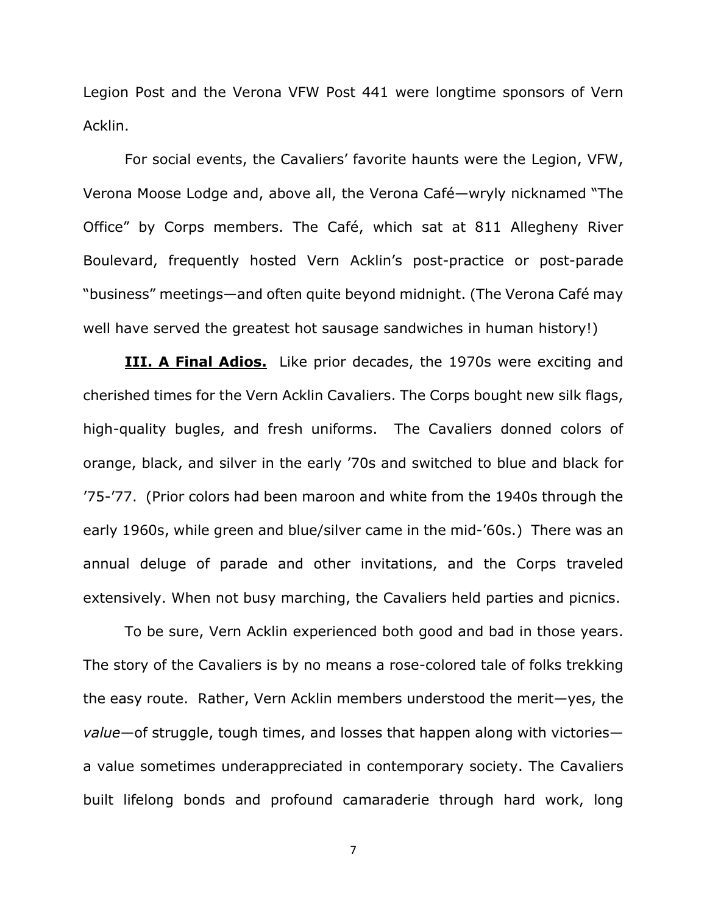Legion Post and the Verona VFW Post 441 were longtime sponsors of Vern Acklin.

For social events, the Cavaliers' favorite haunts were the Legion, VFW, Verona Moose Lodge and, above all, the Verona Café—wryly nicknamed "The Office" by Corps members. The Café, which sat at 811 Allegheny River Boulevard, frequently hosted Vern Acklin's post-practice or post-parade "business" meetings—and often quite beyond midnight. (The Verona Café may well have served the greatest hot sausage sandwiches in human history!)

***III. A Final Adios.*** Like prior decades, the 1970s were exciting and cherished times for the Vern Acklin Cavaliers. The Corps bought new silk flags, high-quality bugles, and fresh uniforms. The Cavaliers donned colors of orange, black, and silver in the early '70s and switched to blue and black for '75-'77. (Prior colors had been maroon and white from the 1940s through the early 1960s, while green and blue/silver came in the mid-'60s.) There was an annual deluge of parade and other invitations, and the Corps traveled extensively. When not busy marching, the Cavaliers held parties and picnics.

To be sure, Vern Acklin experienced both good and bad in those years. The story of the Cavaliers is by no means a rose-colored tale of folks trekking the easy route. Rather, Vern Acklin members understood the merit—yes, the *value*—of struggle, tough times, and losses that happen along with victories—a value sometimes underappreciated in contemporary society. The Cavaliers built lifelong bonds and profound camaraderie through hard work, long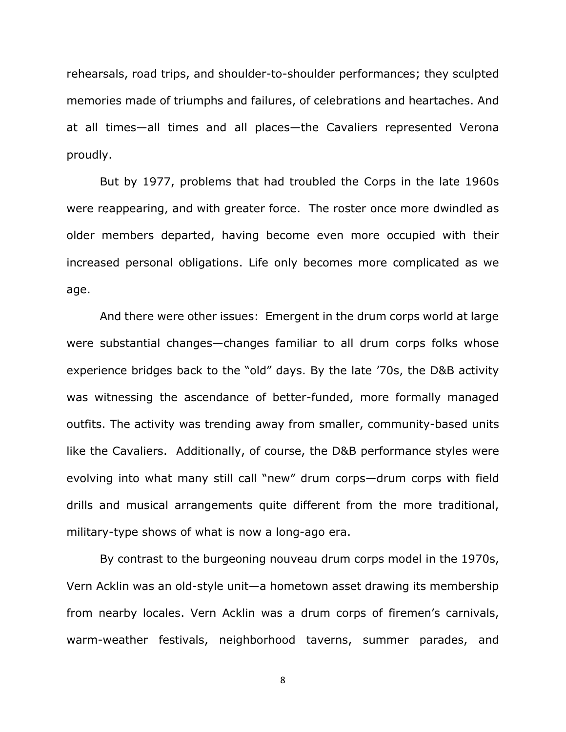rehearsals, road trips, and shoulder-to-shoulder performances; they sculpted memories made of triumphs and failures, of celebrations and heartaches. And at all times—all times and all places—the Cavaliers represented Verona proudly.

But by 1977, problems that had troubled the Corps in the late 1960s were reappearing, and with greater force. The roster once more dwindled as older members departed, having become even more occupied with their increased personal obligations. Life only becomes more complicated as we age.

And there were other issues: Emergent in the drum corps world at large were substantial changes—changes familiar to all drum corps folks whose experience bridges back to the "old" days. By the late '70s, the D&B activity was witnessing the ascendance of better-funded, more formally managed outfits. The activity was trending away from smaller, community-based units like the Cavaliers. Additionally, of course, the D&B performance styles were evolving into what many still call "new" drum corps—drum corps with field drills and musical arrangements quite different from the more traditional, military-type shows of what is now a long-ago era.

By contrast to the burgeoning nouveau drum corps model in the 1970s, Vern Acklin was an old-style unit—a hometown asset drawing its membership from nearby locales. Vern Acklin was a drum corps of firemen's carnivals, warm-weather festivals, neighborhood taverns, summer parades, and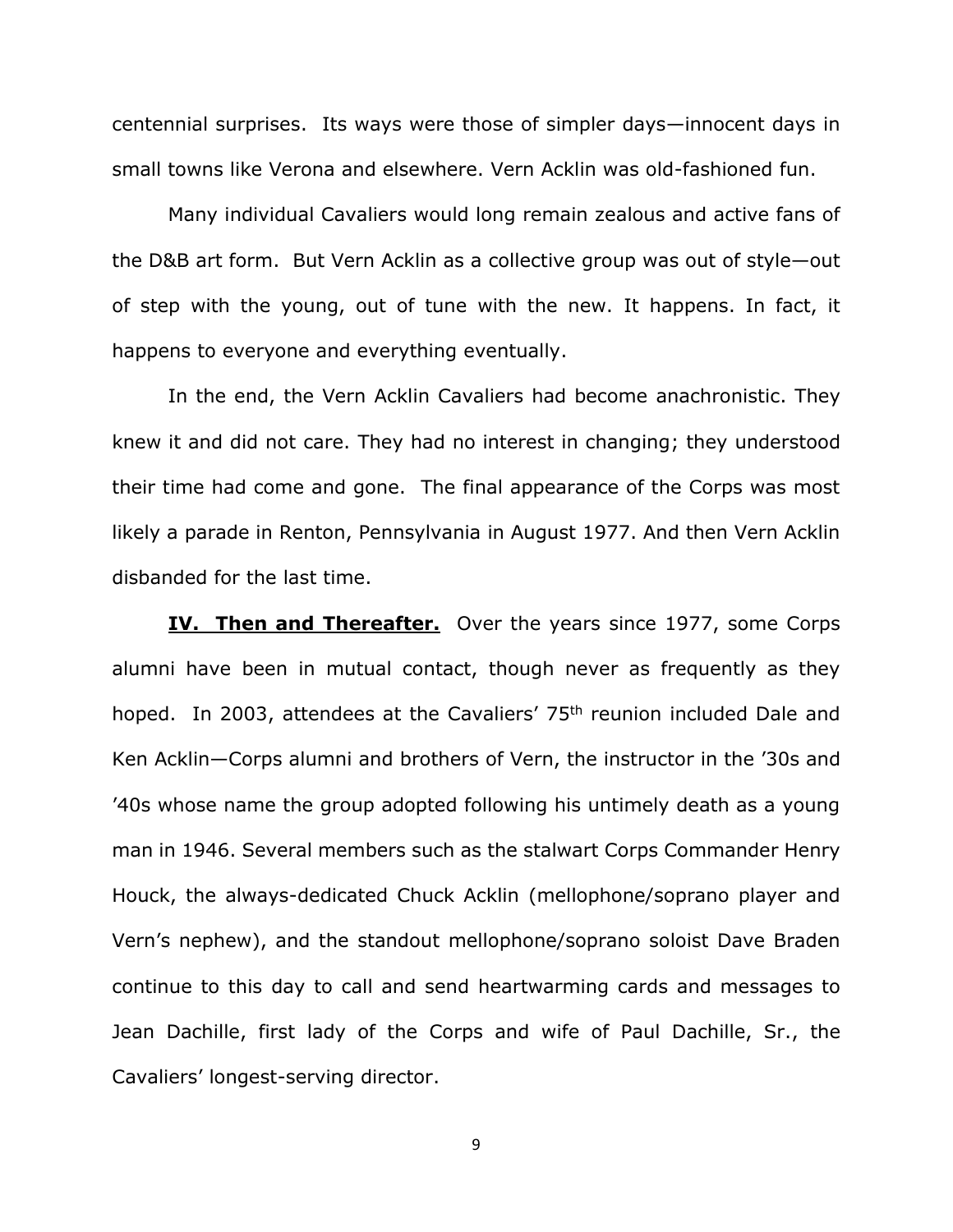centennial surprises. Its ways were those of simpler days—innocent days in small towns like Verona and elsewhere. Vern Acklin was old-fashioned fun.

Many individual Cavaliers would long remain zealous and active fans of the D&B art form. But Vern Acklin as a collective group was out of style—out of step with the young, out of tune with the new. It happens. In fact, it happens to everyone and everything eventually.

In the end, the Vern Acklin Cavaliers had become anachronistic. They knew it and did not care. They had no interest in changing; they understood their time had come and gone. The final appearance of the Corps was most likely a parade in Renton, Pennsylvania in August 1977. And then Vern Acklin disbanded for the last time.

**IV. Then and Thereafter.** Over the years since 1977, some Corps alumni have been in mutual contact, though never as frequently as they hoped. In 2003, attendees at the Cavaliers' 75th reunion included Dale and Ken Acklin—Corps alumni and brothers of Vern, the instructor in the '30s and '40s whose name the group adopted following his untimely death as a young man in 1946. Several members such as the stalwart Corps Commander Henry Houck, the always-dedicated Chuck Acklin (mellophone/soprano player and Vern's nephew), and the standout mellophone/soprano soloist Dave Braden continue to this day to call and send heartwarming cards and messages to Jean Dachille, first lady of the Corps and wife of Paul Dachille, Sr., the Cavaliers' longest-serving director.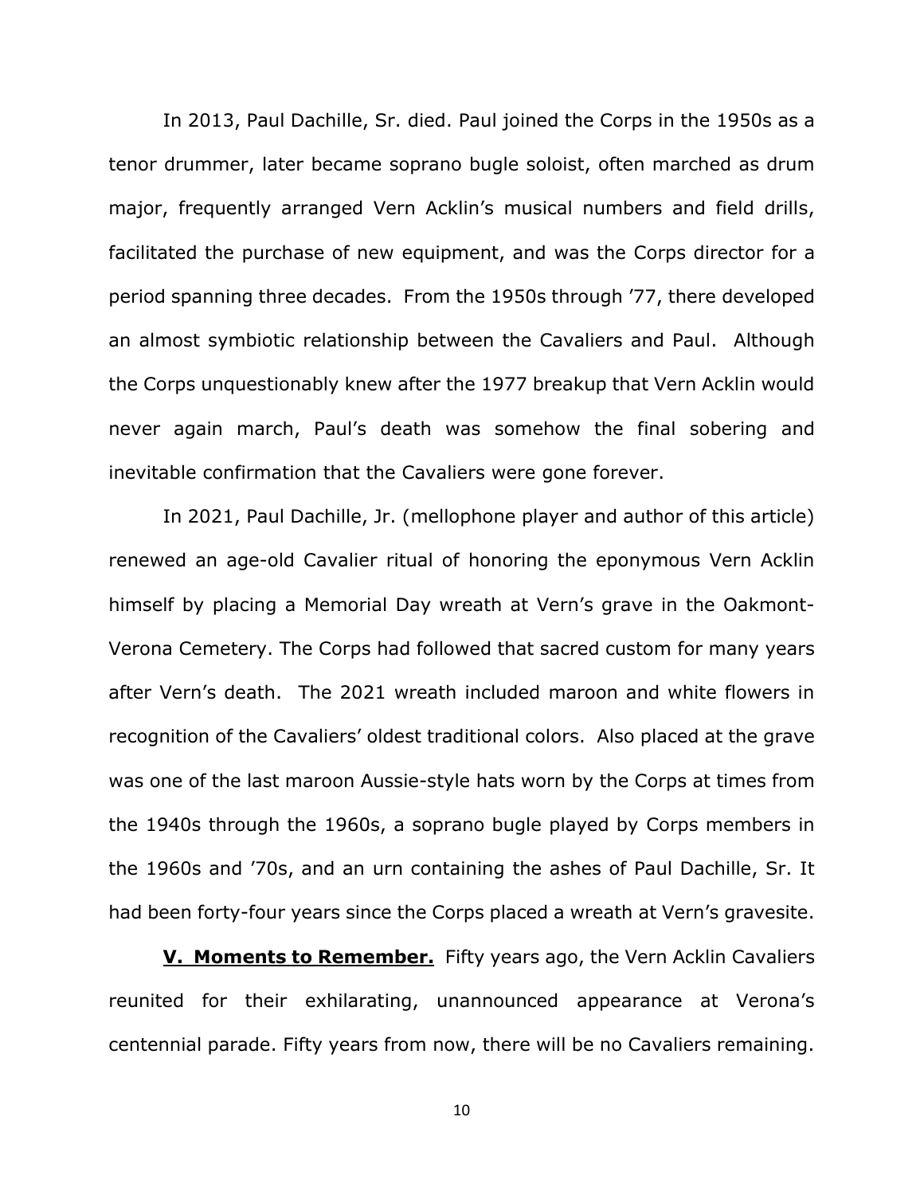In 2013, Paul Dachille, Sr. died. Paul joined the Corps in the 1950s as a tenor drummer, later became soprano bugle soloist, often marched as drum major, frequently arranged Vern Acklin's musical numbers and field drills, facilitated the purchase of new equipment, and was the Corps director for a period spanning three decades. From the 1950s through '77, there developed an almost symbiotic relationship between the Cavaliers and Paul. Although the Corps unquestionably knew after the 1977 breakup that Vern Acklin would never again march, Paul's death was somehow the final sobering and inevitable confirmation that the Cavaliers were gone forever.

In 2021, Paul Dachille, Jr. (mellophone player and author of this article) renewed an age-old Cavalier ritual of honoring the eponymous Vern Acklin himself by placing a Memorial Day wreath at Vern's grave in the Oakmont-Verona Cemetery. The Corps had followed that sacred custom for many years after Vern's death. The 2021 wreath included maroon and white flowers in recognition of the Cavaliers' oldest traditional colors. Also placed at the grave was one of the last maroon Aussie-style hats worn by the Corps at times from the 1940s through the 1960s, a soprano bugle played by Corps members in the 1960s and '70s, and an urn containing the ashes of Paul Dachille, Sr. It had been forty-four years since the Corps placed a wreath at Vern's gravesite.

**<u>V. Moments to Remember.</u>** Fifty years ago, the Vern Acklin Cavaliers reunited for their exhilarating, unannounced appearance at Verona's centennial parade. Fifty years from now, there will be no Cavaliers remaining.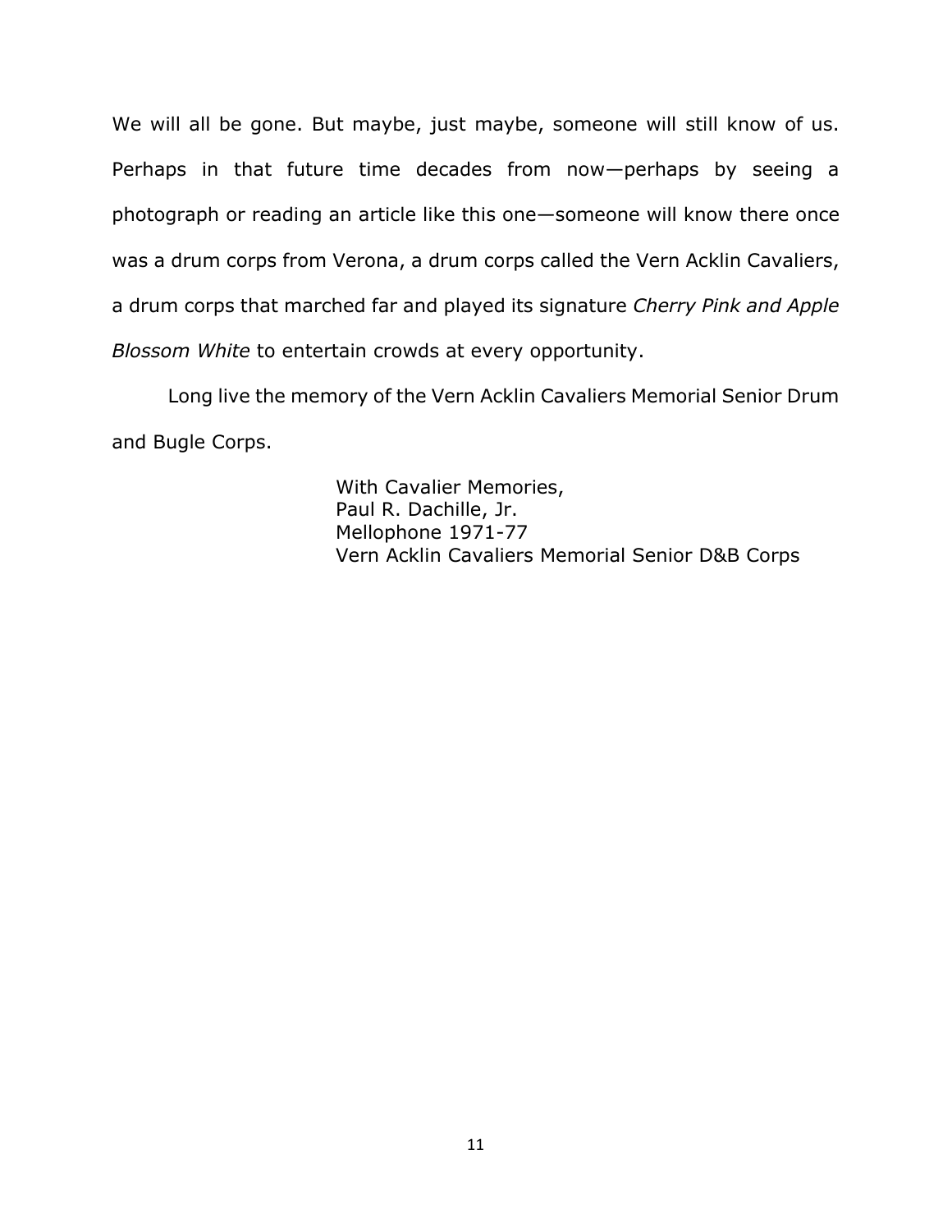We will all be gone. But maybe, just maybe, someone will still know of us. Perhaps in that future time decades from now—perhaps by seeing a photograph or reading an article like this one—someone will know there once was a drum corps from Verona, a drum corps called the Vern Acklin Cavaliers, a drum corps that marched far and played its signature *Cherry Pink and Apple Blossom White* to entertain crowds at every opportunity.

Long live the memory of the Vern Acklin Cavaliers Memorial Senior Drum and Bugle Corps.

With Cavalier Memories,
Paul R. Dachille, Jr.
Mellophone 1971-77
Vern Acklin Cavaliers Memorial Senior D&B Corps